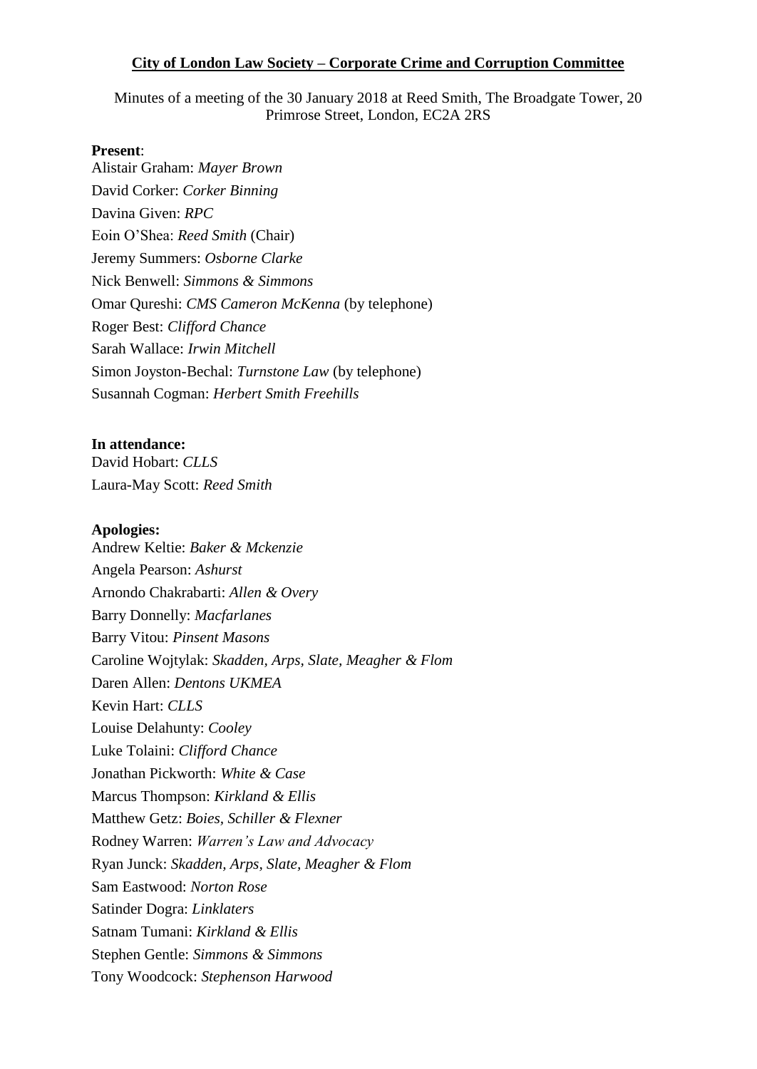**City of London Law Society – Corporate Crime and Corruption Committee**

Minutes of a meeting of the 30 January 2018 at Reed Smith, The Broadgate Tower, 20 Primrose Street, London, EC2A 2RS

**Present**:

Alistair Graham: *Mayer Brown*
David Corker: *Corker Binning*
Davina Given: *RPC*
Eoin O'Shea: *Reed Smith* (Chair)
Jeremy Summers: *Osborne Clarke*
Nick Benwell: *Simmons & Simmons*
Omar Qureshi: *CMS Cameron McKenna* (by telephone)
Roger Best: *Clifford Chance*
Sarah Wallace: *Irwin Mitchell*
Simon Joyston-Bechal: *Turnstone Law* (by telephone)
Susannah Cogman: *Herbert Smith Freehills*

**In attendance:**

David Hobart: *CLLS*
Laura-May Scott: *Reed Smith*

**Apologies:**

Andrew Keltie: *Baker & Mckenzie*
Angela Pearson: *Ashurst*
Arnondo Chakrabarti: *Allen & Overy*
Barry Donnelly: *Macfarlanes*
Barry Vitou: *Pinsent Masons*
Caroline Wojtylak: *Skadden, Arps, Slate, Meagher & Flom*
Daren Allen: *Dentons UKMEA*
Kevin Hart: *CLLS*
Louise Delahunty: *Cooley*
Luke Tolaini: *Clifford Chance*
Jonathan Pickworth: *White & Case*
Marcus Thompson: *Kirkland & Ellis*
Matthew Getz: *Boies, Schiller & Flexner*
Rodney Warren: *Warren's Law and Advocacy*
Ryan Junck: *Skadden, Arps, Slate, Meagher & Flom*
Sam Eastwood: *Norton Rose*
Satinder Dogra: *Linklaters*
Satnam Tumani: *Kirkland & Ellis*
Stephen Gentle: *Simmons & Simmons*
Tony Woodcock: *Stephenson Harwood*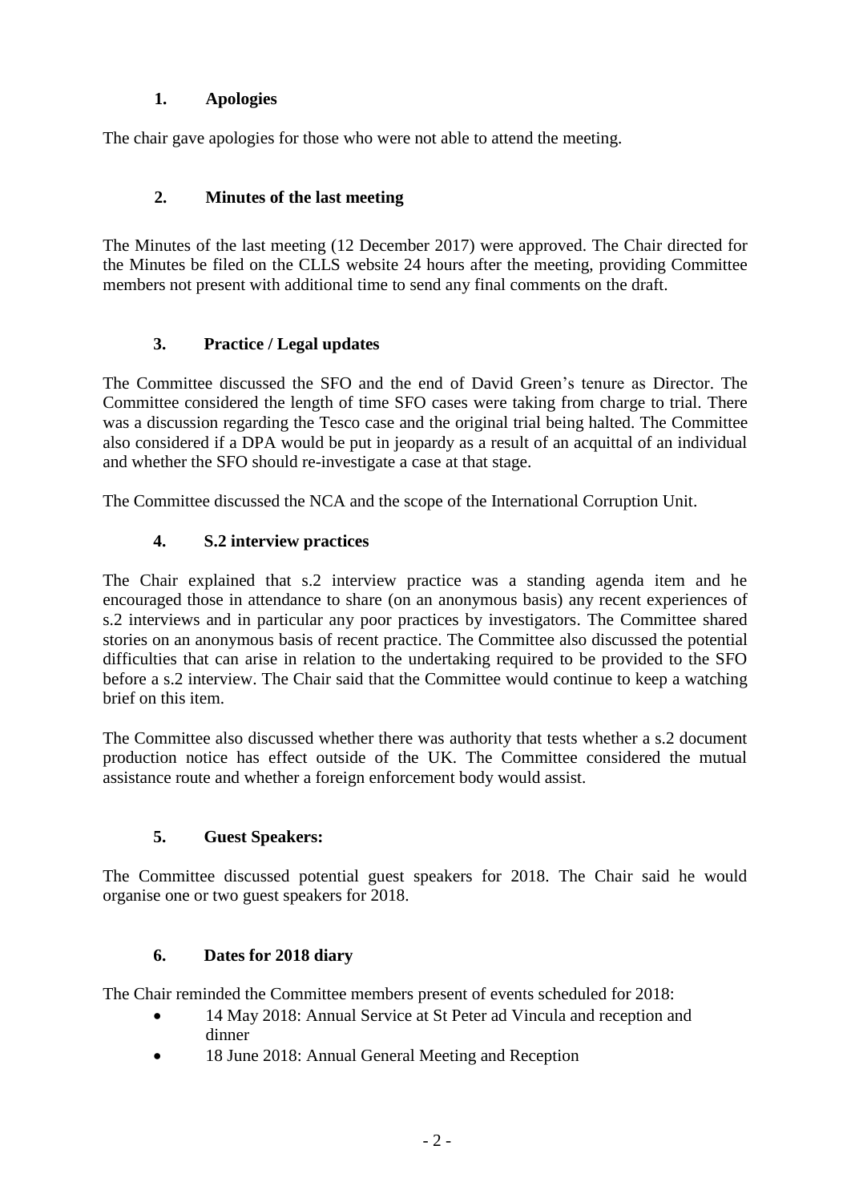## 1. Apologies

The chair gave apologies for those who were not able to attend the meeting.

## 2. Minutes of the last meeting

The Minutes of the last meeting (12 December 2017) were approved. The Chair directed for the Minutes be filed on the CLLS website 24 hours after the meeting, providing Committee members not present with additional time to send any final comments on the draft.

## 3. Practice / Legal updates

The Committee discussed the SFO and the end of David Green's tenure as Director. The Committee considered the length of time SFO cases were taking from charge to trial. There was a discussion regarding the Tesco case and the original trial being halted. The Committee also considered if a DPA would be put in jeopardy as a result of an acquittal of an individual and whether the SFO should re-investigate a case at that stage.

The Committee discussed the NCA and the scope of the International Corruption Unit.

## 4. S.2 interview practices

The Chair explained that s.2 interview practice was a standing agenda item and he encouraged those in attendance to share (on an anonymous basis) any recent experiences of s.2 interviews and in particular any poor practices by investigators. The Committee shared stories on an anonymous basis of recent practice. The Committee also discussed the potential difficulties that can arise in relation to the undertaking required to be provided to the SFO before a s.2 interview. The Chair said that the Committee would continue to keep a watching brief on this item.

The Committee also discussed whether there was authority that tests whether a s.2 document production notice has effect outside of the UK. The Committee considered the mutual assistance route and whether a foreign enforcement body would assist.

## 5. Guest Speakers:

The Committee discussed potential guest speakers for 2018. The Chair said he would organise one or two guest speakers for 2018.

## 6. Dates for 2018 diary

The Chair reminded the Committee members present of events scheduled for 2018:

- 14 May 2018: Annual Service at St Peter ad Vincula and reception and dinner
- 18 June 2018: Annual General Meeting and Reception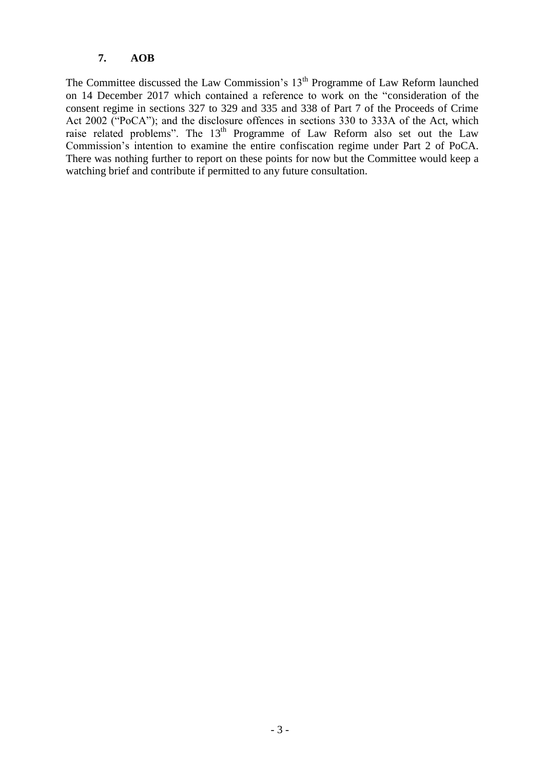## 7. AOB

The Committee discussed the Law Commission's 13th Programme of Law Reform launched on 14 December 2017 which contained a reference to work on the "consideration of the consent regime in sections 327 to 329 and 335 and 338 of Part 7 of the Proceeds of Crime Act 2002 ("PoCA"); and the disclosure offences in sections 330 to 333A of the Act, which raise related problems". The 13th Programme of Law Reform also set out the Law Commission's intention to examine the entire confiscation regime under Part 2 of PoCA. There was nothing further to report on these points for now but the Committee would keep a watching brief and contribute if permitted to any future consultation.